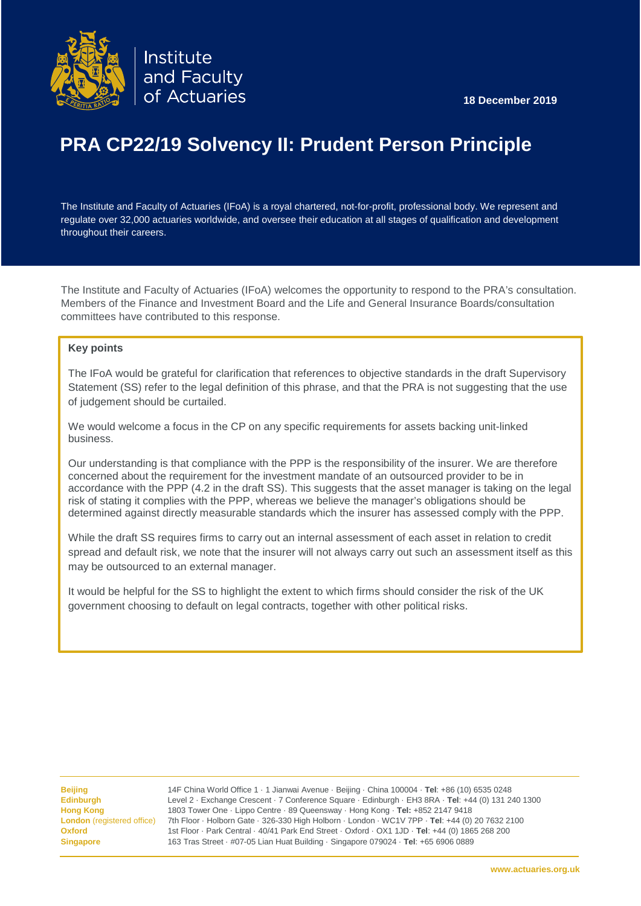Institute and Faculty of Actuaries

**18 December 2019**

# PRA CP22/19 Solvency II: Prudent Person Principle

The Institute and Faculty of Actuaries (IFoA) is a royal chartered, not-for-profit, professional body. We represent and regulate over 32,000 actuaries worldwide, and oversee their education at all stages of qualification and development throughout their careers.

The Institute and Faculty of Actuaries (IFoA) welcomes the opportunity to respond to the PRA's consultation. Members of the Finance and Investment Board and the Life and General Insurance Boards/consultation committees have contributed to this response.

**Key points**

The IFoA would be grateful for clarification that references to objective standards in the draft Supervisory Statement (SS) refer to the legal definition of this phrase, and that the PRA is not suggesting that the use of judgement should be curtailed.

We would welcome a focus in the CP on any specific requirements for assets backing unit-linked business.

Our understanding is that compliance with the PPP is the responsibility of the insurer. We are therefore concerned about the requirement for the investment mandate of an outsourced provider to be in accordance with the PPP (4.2 in the draft SS). This suggests that the asset manager is taking on the legal risk of stating it complies with the PPP, whereas we believe the manager's obligations should be determined against directly measurable standards which the insurer has assessed comply with the PPP.

While the draft SS requires firms to carry out an internal assessment of each asset in relation to credit spread and default risk, we note that the insurer will not always carry out such an assessment itself as this may be outsourced to an external manager.

It would be helpful for the SS to highlight the extent to which firms should consider the risk of the UK government choosing to default on legal contracts, together with other political risks.

**Beijing** 14F China World Office 1 · 1 Jianwai Avenue · Beijing · China 100004 · **Tel**: +86 (10) 6535 0248
**Edinburgh** Level 2 · Exchange Crescent · 7 Conference Square · Edinburgh · EH3 8RA · **Tel**: +44 (0) 131 240 1300
**Hong Kong** 1803 Tower One · Lippo Centre · 89 Queensway · Hong Kong · **Tel:** +852 2147 9418
**London** (registered office) 7th Floor · Holborn Gate · 326-330 High Holborn · London · WC1V 7PP · **Tel**: +44 (0) 20 7632 2100
**Oxford** 1st Floor · Park Central · 40/41 Park End Street · Oxford · OX1 1JD · **Tel**: +44 (0) 1865 268 200
**Singapore** 163 Tras Street · #07-05 Lian Huat Building · Singapore 079024 · **Tel**: +65 6906 0889

www.actuaries.org.uk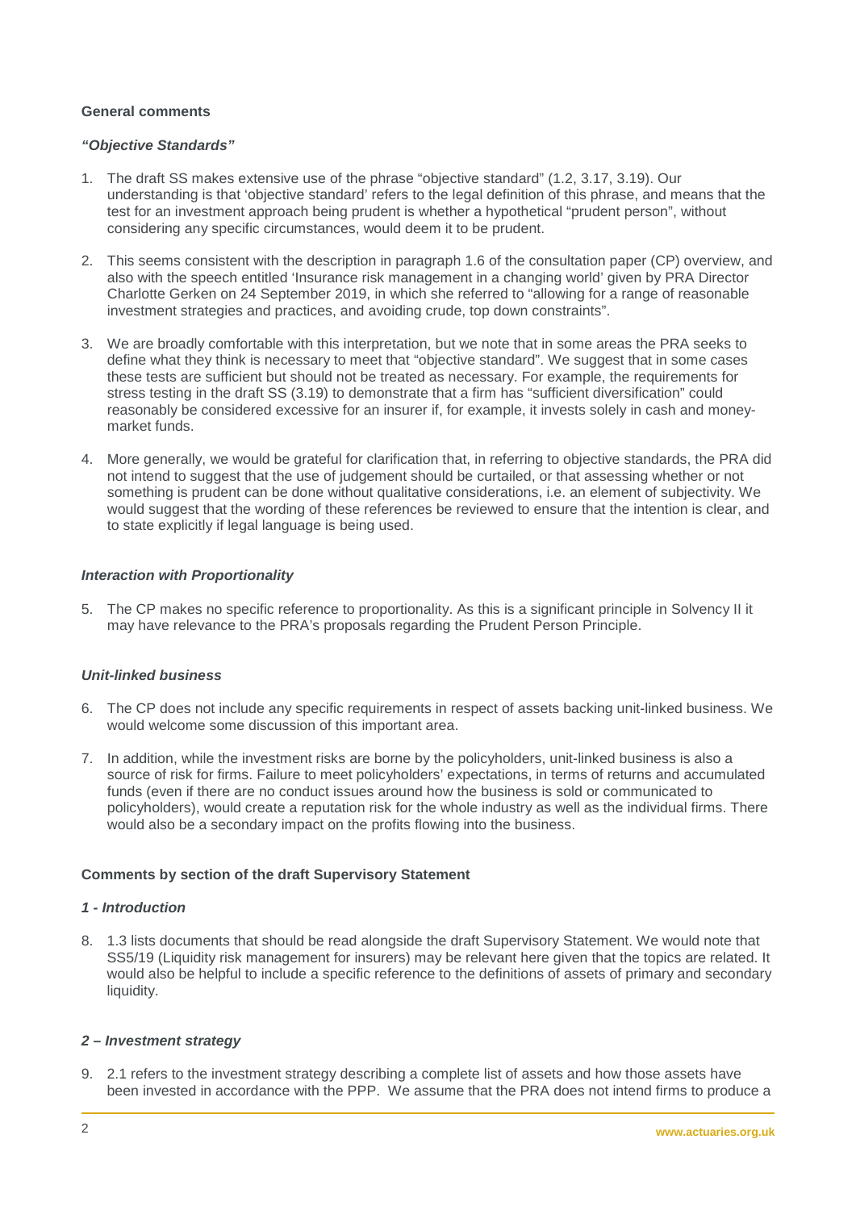## General comments

### *"Objective Standards"*

1. The draft SS makes extensive use of the phrase "objective standard" (1.2, 3.17, 3.19). Our understanding is that 'objective standard' refers to the legal definition of this phrase, and means that the test for an investment approach being prudent is whether a hypothetical "prudent person", without considering any specific circumstances, would deem it to be prudent.

2. This seems consistent with the description in paragraph 1.6 of the consultation paper (CP) overview, and also with the speech entitled 'Insurance risk management in a changing world' given by PRA Director Charlotte Gerken on 24 September 2019, in which she referred to "allowing for a range of reasonable investment strategies and practices, and avoiding crude, top down constraints".

3. We are broadly comfortable with this interpretation, but we note that in some areas the PRA seeks to define what they think is necessary to meet that "objective standard". We suggest that in some cases these tests are sufficient but should not be treated as necessary. For example, the requirements for stress testing in the draft SS (3.19) to demonstrate that a firm has "sufficient diversification" could reasonably be considered excessive for an insurer if, for example, it invests solely in cash and money-market funds.

4. More generally, we would be grateful for clarification that, in referring to objective standards, the PRA did not intend to suggest that the use of judgement should be curtailed, or that assessing whether or not something is prudent can be done without qualitative considerations, i.e. an element of subjectivity. We would suggest that the wording of these references be reviewed to ensure that the intention is clear, and to state explicitly if legal language is being used.

### *Interaction with Proportionality*

5. The CP makes no specific reference to proportionality. As this is a significant principle in Solvency II it may have relevance to the PRA's proposals regarding the Prudent Person Principle.

### *Unit-linked business*

6. The CP does not include any specific requirements in respect of assets backing unit-linked business. We would welcome some discussion of this important area.

7. In addition, while the investment risks are borne by the policyholders, unit-linked business is also a source of risk for firms. Failure to meet policyholders' expectations, in terms of returns and accumulated funds (even if there are no conduct issues around how the business is sold or communicated to policyholders), would create a reputation risk for the whole industry as well as the individual firms. There would also be a secondary impact on the profits flowing into the business.

## Comments by section of the draft Supervisory Statement

### *1 - Introduction*

8. 1.3 lists documents that should be read alongside the draft Supervisory Statement. We would note that SS5/19 (Liquidity risk management for insurers) may be relevant here given that the topics are related. It would also be helpful to include a specific reference to the definitions of assets of primary and secondary liquidity.

### *2 – Investment strategy*

9. 2.1 refers to the investment strategy describing a complete list of assets and how those assets have been invested in accordance with the PPP. We assume that the PRA does not intend firms to produce a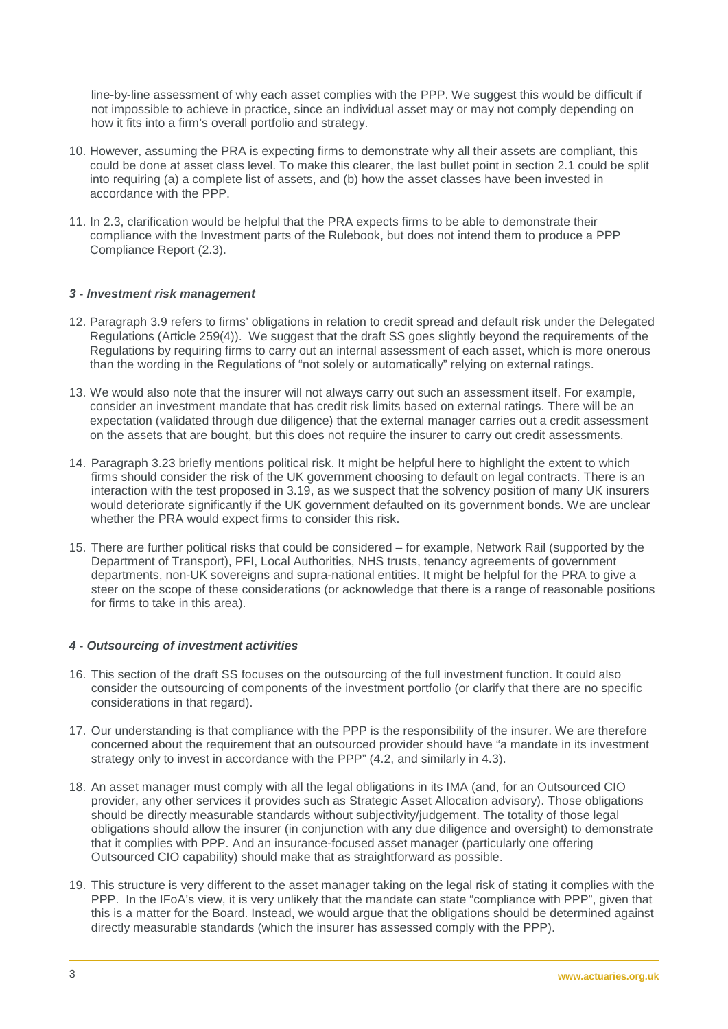line-by-line assessment of why each asset complies with the PPP. We suggest this would be difficult if not impossible to achieve in practice, since an individual asset may or may not comply depending on how it fits into a firm's overall portfolio and strategy.

10. However, assuming the PRA is expecting firms to demonstrate why all their assets are compliant, this could be done at asset class level. To make this clearer, the last bullet point in section 2.1 could be split into requiring (a) a complete list of assets, and (b) how the asset classes have been invested in accordance with the PPP.

11. In 2.3, clarification would be helpful that the PRA expects firms to be able to demonstrate their compliance with the Investment parts of the Rulebook, but does not intend them to produce a PPP Compliance Report (2.3).

#### *3 - Investment risk management*

12. Paragraph 3.9 refers to firms' obligations in relation to credit spread and default risk under the Delegated Regulations (Article 259(4)). We suggest that the draft SS goes slightly beyond the requirements of the Regulations by requiring firms to carry out an internal assessment of each asset, which is more onerous than the wording in the Regulations of "not solely or automatically" relying on external ratings.

13. We would also note that the insurer will not always carry out such an assessment itself. For example, consider an investment mandate that has credit risk limits based on external ratings. There will be an expectation (validated through due diligence) that the external manager carries out a credit assessment on the assets that are bought, but this does not require the insurer to carry out credit assessments.

14. Paragraph 3.23 briefly mentions political risk. It might be helpful here to highlight the extent to which firms should consider the risk of the UK government choosing to default on legal contracts. There is an interaction with the test proposed in 3.19, as we suspect that the solvency position of many UK insurers would deteriorate significantly if the UK government defaulted on its government bonds. We are unclear whether the PRA would expect firms to consider this risk.

15. There are further political risks that could be considered – for example, Network Rail (supported by the Department of Transport), PFI, Local Authorities, NHS trusts, tenancy agreements of government departments, non-UK sovereigns and supra-national entities. It might be helpful for the PRA to give a steer on the scope of these considerations (or acknowledge that there is a range of reasonable positions for firms to take in this area).

#### *4 - Outsourcing of investment activities*

16. This section of the draft SS focuses on the outsourcing of the full investment function. It could also consider the outsourcing of components of the investment portfolio (or clarify that there are no specific considerations in that regard).

17. Our understanding is that compliance with the PPP is the responsibility of the insurer. We are therefore concerned about the requirement that an outsourced provider should have "a mandate in its investment strategy only to invest in accordance with the PPP" (4.2, and similarly in 4.3).

18. An asset manager must comply with all the legal obligations in its IMA (and, for an Outsourced CIO provider, any other services it provides such as Strategic Asset Allocation advisory). Those obligations should be directly measurable standards without subjectivity/judgement. The totality of those legal obligations should allow the insurer (in conjunction with any due diligence and oversight) to demonstrate that it complies with PPP. And an insurance-focused asset manager (particularly one offering Outsourced CIO capability) should make that as straightforward as possible.

19. This structure is very different to the asset manager taking on the legal risk of stating it complies with the PPP. In the IFoA's view, it is very unlikely that the mandate can state "compliance with PPP", given that this is a matter for the Board. Instead, we would argue that the obligations should be determined against directly measurable standards (which the insurer has assessed comply with the PPP).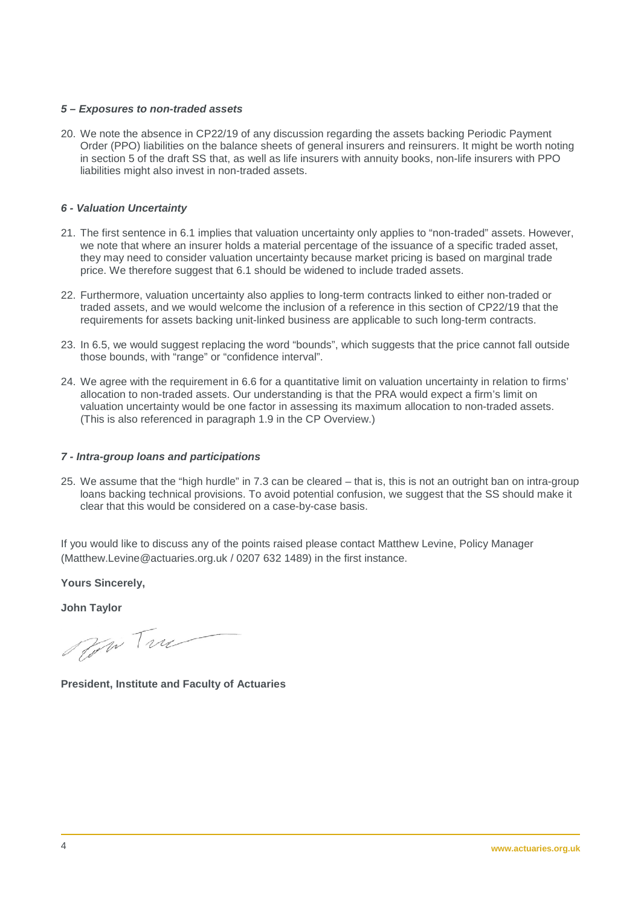#### *5 – Exposures to non-traded assets*

20. We note the absence in CP22/19 of any discussion regarding the assets backing Periodic Payment Order (PPO) liabilities on the balance sheets of general insurers and reinsurers. It might be worth noting in section 5 of the draft SS that, as well as life insurers with annuity books, non-life insurers with PPO liabilities might also invest in non-traded assets.

#### *6 - Valuation Uncertainty*

21. The first sentence in 6.1 implies that valuation uncertainty only applies to "non-traded" assets. However, we note that where an insurer holds a material percentage of the issuance of a specific traded asset, they may need to consider valuation uncertainty because market pricing is based on marginal trade price. We therefore suggest that 6.1 should be widened to include traded assets.

22. Furthermore, valuation uncertainty also applies to long-term contracts linked to either non-traded or traded assets, and we would welcome the inclusion of a reference in this section of CP22/19 that the requirements for assets backing unit-linked business are applicable to such long-term contracts.

23. In 6.5, we would suggest replacing the word "bounds", which suggests that the price cannot fall outside those bounds, with "range" or "confidence interval".

24. We agree with the requirement in 6.6 for a quantitative limit on valuation uncertainty in relation to firms' allocation to non-traded assets. Our understanding is that the PRA would expect a firm's limit on valuation uncertainty would be one factor in assessing its maximum allocation to non-traded assets. (This is also referenced in paragraph 1.9 in the CP Overview.)

#### *7 - Intra-group loans and participations*

25. We assume that the "high hurdle" in 7.3 can be cleared – that is, this is not an outright ban on intra-group loans backing technical provisions. To avoid potential confusion, we suggest that the SS should make it clear that this would be considered on a case-by-case basis.

If you would like to discuss any of the points raised please contact Matthew Levine, Policy Manager (Matthew.Levine@actuaries.org.uk / 0207 632 1489) in the first instance.

**Yours Sincerely,**

**John Taylor**

**President, Institute and Faculty of Actuaries**